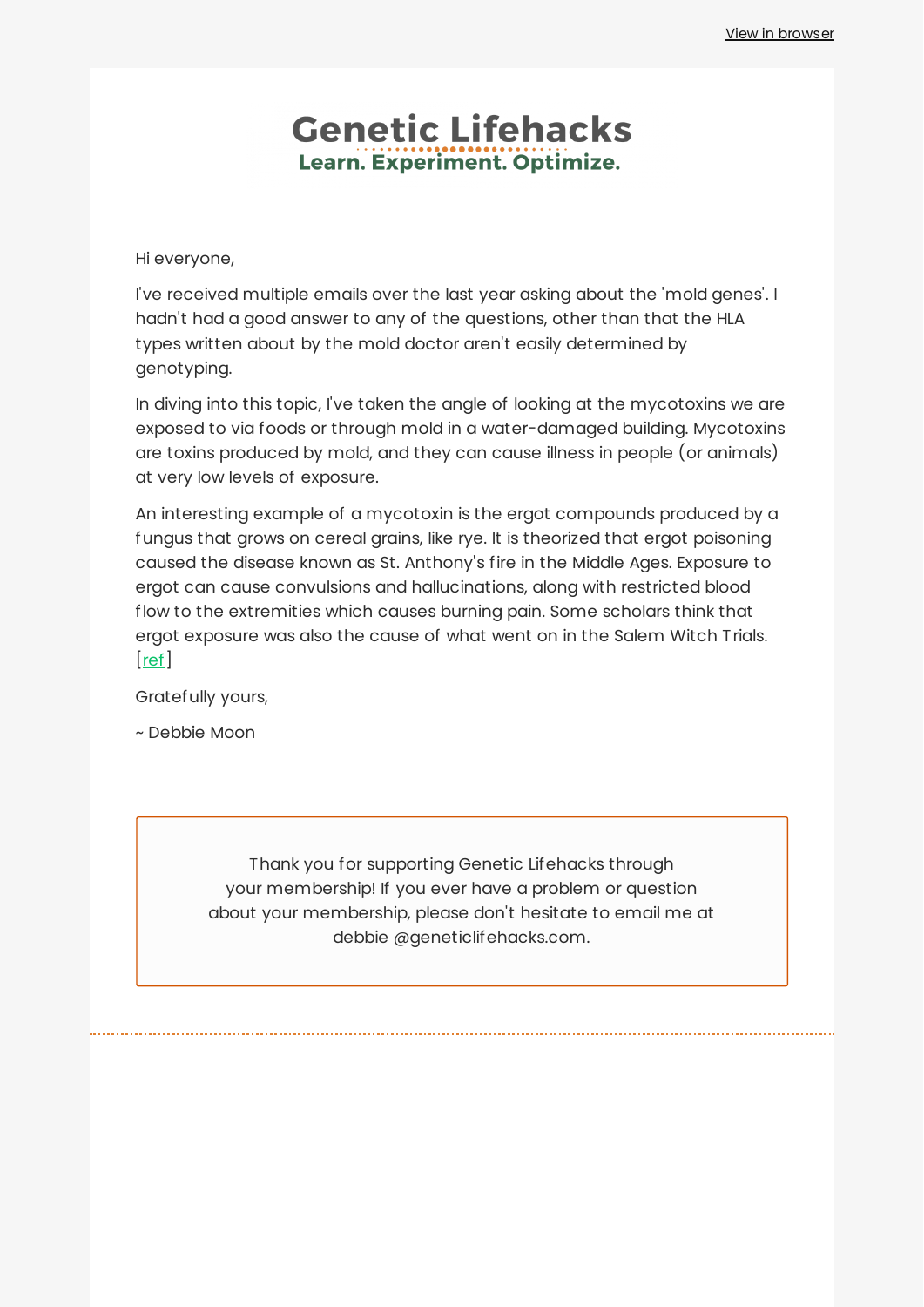View in browser

# Genetic Lifehacks

**Learn. Experiment. Optimize.**

Hi everyone,

I've received multiple emails over the last year asking about the 'mold genes'. I hadn't had a good answer to any of the questions, other than that the HLA types written about by the mold doctor aren't easily determined by genotyping.

In diving into this topic, I've taken the angle of looking at the mycotoxins we are exposed to via foods or through mold in a water-damaged building. Mycotoxins are toxins produced by mold, and they can cause illness in people (or animals) at very low levels of exposure.

An interesting example of a mycotoxin is the ergot compounds produced by a fungus that grows on cereal grains, like rye. It is theorized that ergot poisoning caused the disease known as St. Anthony's fire in the Middle Ages. Exposure to ergot can cause convulsions and hallucinations, along with restricted blood flow to the extremities which causes burning pain. Some scholars think that ergot exposure was also the cause of what went on in the Salem Witch Trials. [ref]

Gratefully yours,

~ Debbie Moon

Thank you for supporting Genetic Lifehacks through your membership! If you ever have a problem or question about your membership, please don't hesitate to email me at debbie @geneticlifehacks.com.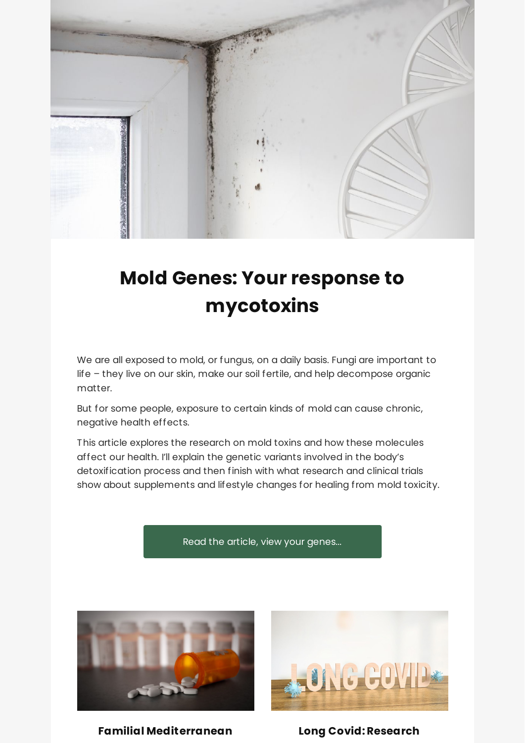# Mold Genes: Your response to mycotoxins

We are all exposed to mold, or fungus, on a daily basis. Fungi are important to life – they live on our skin, make our soil fertile, and help decompose organic matter.

But for some people, exposure to certain kinds of mold can cause chronic, negative health effects.

This article explores the research on mold toxins and how these molecules affect our health. I'll explain the genetic variants involved in the body's detoxification process and then finish with what research and clinical trials show about supplements and lifestyle changes for healing from mold toxicity.

Read the article, view your genes...

**Familial Mediterranean**

**Long Covid: Research**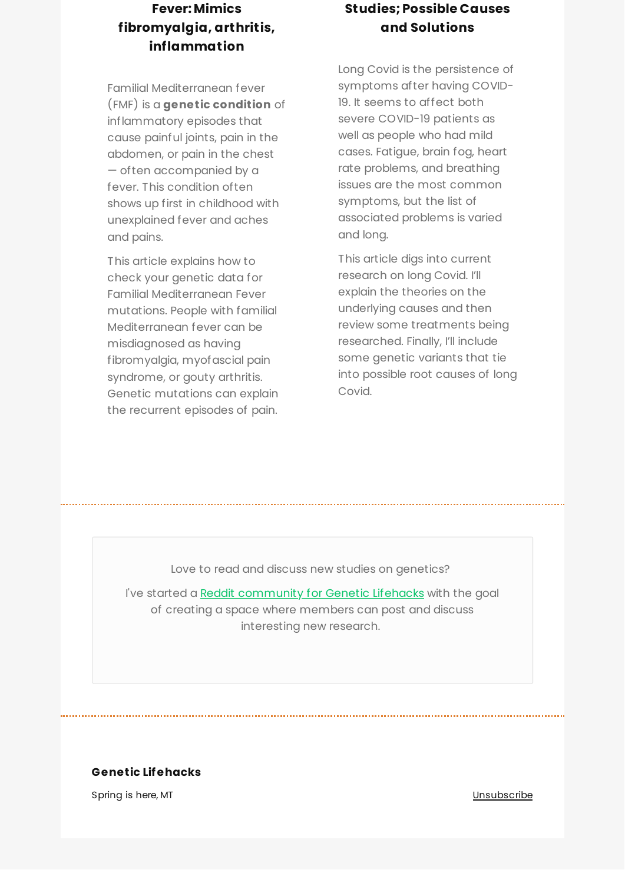### Fever: Mimics fibromyalgia, arthritis, inflammation

Familial Mediterranean fever (FMF) is a **genetic condition** of inflammatory episodes that cause painful joints, pain in the abdomen, or pain in the chest — often accompanied by a fever. This condition often shows up first in childhood with unexplained fever and aches and pains.

This article explains how to check your genetic data for Familial Mediterranean Fever mutations. People with familial Mediterranean fever can be misdiagnosed as having fibromyalgia, myofascial pain syndrome, or gouty arthritis. Genetic mutations can explain the recurrent episodes of pain.

### Studies; Possible Causes and Solutions

Long Covid is the persistence of symptoms after having COVID-19. It seems to affect both severe COVID-19 patients as well as people who had mild cases. Fatigue, brain fog, heart rate problems, and breathing issues are the most common symptoms, but the list of associated problems is varied and long.

This article digs into current research on long Covid. I'll explain the theories on the underlying causes and then review some treatments being researched. Finally, I'll include some genetic variants that tie into possible root causes of long Covid.

---

Love to read and discuss new studies on genetics?

I've started a Reddit community for Genetic Lifehacks with the goal of creating a space where members can post and discuss interesting new research.

---

**Genetic Lifehacks**

Spring is here, MT

Unsubscribe